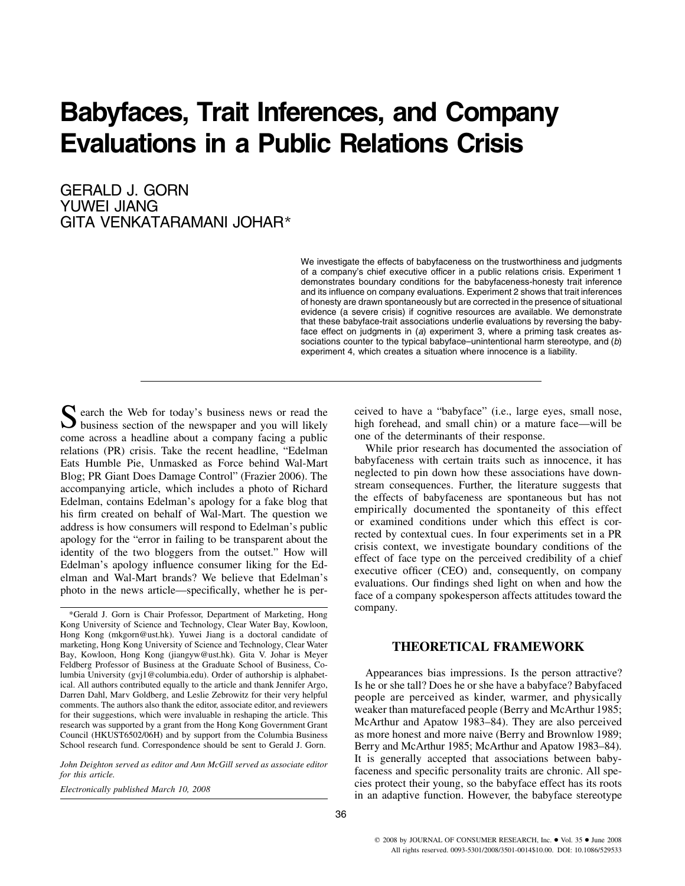# Babyfaces, Trait Inferences, and Company Evaluations in a Public Relations Crisis

GERALD J. GORN
YUWEI JIANG
GITA VENKATARAMANI JOHAR*

We investigate the effects of babyfaceness on the trustworthiness and judgments of a company's chief executive officer in a public relations crisis. Experiment 1 demonstrates boundary conditions for the babyfaceness-honesty trait inference and its influence on company evaluations. Experiment 2 shows that trait inferences of honesty are drawn spontaneously but are corrected in the presence of situational evidence (a severe crisis) if cognitive resources are available. We demonstrate that these babyface-trait associations underlie evaluations by reversing the babyface effect on judgments in (*a*) experiment 3, where a priming task creates associations counter to the typical babyface–unintentional harm stereotype, and (*b*) experiment 4, which creates a situation where innocence is a liability.

Search the Web for today's business news or read the business section of the newspaper and you will likely come across a headline about a company facing a public relations (PR) crisis. Take the recent headline, "Edelman Eats Humble Pie, Unmasked as Force behind Wal-Mart Blog; PR Giant Does Damage Control" (Frazier 2006). The accompanying article, which includes a photo of Richard Edelman, contains Edelman's apology for a fake blog that his firm created on behalf of Wal-Mart. The question we address is how consumers will respond to Edelman's public apology for the "error in failing to be transparent about the identity of the two bloggers from the outset." How will Edelman's apology influence consumer liking for the Edelman and Wal-Mart brands? We believe that Edelman's photo in the news article—specifically, whether he is perceived to have a "babyface" (i.e., large eyes, small nose, high forehead, and small chin) or a mature face—will be one of the determinants of their response.

While prior research has documented the association of babyfaceness with certain traits such as innocence, it has neglected to pin down how these associations have downstream consequences. Further, the literature suggests that the effects of babyfaceness are spontaneous but has not empirically documented the spontaneity of this effect or examined conditions under which this effect is corrected by contextual cues. In four experiments set in a PR crisis context, we investigate boundary conditions of the effect of face type on the perceived credibility of a chief executive officer (CEO) and, consequently, on company evaluations. Our findings shed light on when and how the face of a company spokesperson affects attitudes toward the company.

*Gerald J. Gorn is Chair Professor, Department of Marketing, Hong Kong University of Science and Technology, Clear Water Bay, Kowloon, Hong Kong (mkgorn@ust.hk). Yuwei Jiang is a doctoral candidate of marketing, Hong Kong University of Science and Technology, Clear Water Bay, Kowloon, Hong Kong (jiangyw@ust.hk). Gita V. Johar is Meyer Feldberg Professor of Business at the Graduate School of Business, Columbia University (gvj1@columbia.edu). Order of authorship is alphabetical. All authors contributed equally to the article and thank Jennifer Argo, Darren Dahl, Marv Goldberg, and Leslie Zebrowitz for their very helpful comments. The authors also thank the editor, associate editor, and reviewers for their suggestions, which were invaluable in reshaping the article. This research was supported by a grant from the Hong Kong Government Grant Council (HKUST6502/06H) and by support from the Columbia Business School research fund. Correspondence should be sent to Gerald J. Gorn.

*John Deighton served as editor and Ann McGill served as associate editor for this article.*

*Electronically published March 10, 2008*

## THEORETICAL FRAMEWORK

Appearances bias impressions. Is the person attractive? Is he or she tall? Does he or she have a babyface? Babyfaced people are perceived as kinder, warmer, and physically weaker than maturefaced people (Berry and McArthur 1985; McArthur and Apatow 1983–84). They are also perceived as more honest and more naive (Berry and Brownlow 1989; Berry and McArthur 1985; McArthur and Apatow 1983–84). It is generally accepted that associations between babyfaceness and specific personality traits are chronic. All species protect their young, so the babyface effect has its roots in an adaptive function. However, the babyface stereotype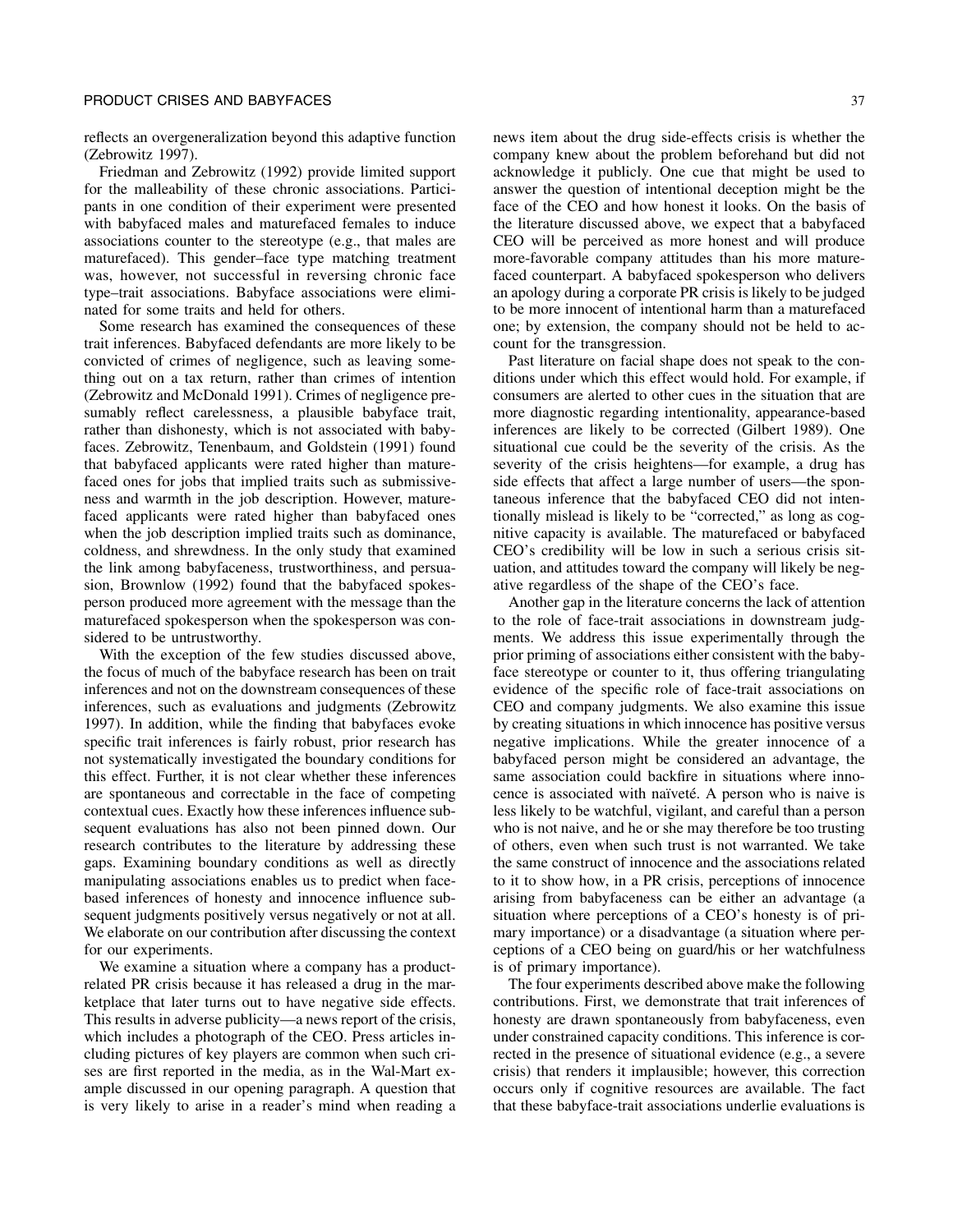reflects an overgeneralization beyond this adaptive function (Zebrowitz 1997).

Friedman and Zebrowitz (1992) provide limited support for the malleability of these chronic associations. Participants in one condition of their experiment were presented with babyfaced males and maturefaced females to induce associations counter to the stereotype (e.g., that males are maturefaced). This gender–face type matching treatment was, however, not successful in reversing chronic face type–trait associations. Babyface associations were eliminated for some traits and held for others.

Some research has examined the consequences of these trait inferences. Babyfaced defendants are more likely to be convicted of crimes of negligence, such as leaving something out on a tax return, rather than crimes of intention (Zebrowitz and McDonald 1991). Crimes of negligence presumably reflect carelessness, a plausible babyface trait, rather than dishonesty, which is not associated with babyfaces. Zebrowitz, Tenenbaum, and Goldstein (1991) found that babyfaced applicants were rated higher than maturefaced ones for jobs that implied traits such as submissiveness and warmth in the job description. However, maturefaced applicants were rated higher than babyfaced ones when the job description implied traits such as dominance, coldness, and shrewdness. In the only study that examined the link among babyfaceness, trustworthiness, and persuasion, Brownlow (1992) found that the babyfaced spokesperson produced more agreement with the message than the maturefaced spokesperson when the spokesperson was considered to be untrustworthy.

With the exception of the few studies discussed above, the focus of much of the babyface research has been on trait inferences and not on the downstream consequences of these inferences, such as evaluations and judgments (Zebrowitz 1997). In addition, while the finding that babyfaces evoke specific trait inferences is fairly robust, prior research has not systematically investigated the boundary conditions for this effect. Further, it is not clear whether these inferences are spontaneous and correctable in the face of competing contextual cues. Exactly how these inferences influence subsequent evaluations has also not been pinned down. Our research contributes to the literature by addressing these gaps. Examining boundary conditions as well as directly manipulating associations enables us to predict when face-based inferences of honesty and innocence influence subsequent judgments positively versus negatively or not at all. We elaborate on our contribution after discussing the context for our experiments.

We examine a situation where a company has a product-related PR crisis because it has released a drug in the marketplace that later turns out to have negative side effects. This results in adverse publicity—a news report of the crisis, which includes a photograph of the CEO. Press articles including pictures of key players are common when such crises are first reported in the media, as in the Wal-Mart example discussed in our opening paragraph. A question that is very likely to arise in a reader's mind when reading a news item about the drug side-effects crisis is whether the company knew about the problem beforehand but did not acknowledge it publicly. One cue that might be used to answer the question of intentional deception might be the face of the CEO and how honest it looks. On the basis of the literature discussed above, we expect that a babyfaced CEO will be perceived as more honest and will produce more-favorable company attitudes than his more maturefaced counterpart. A babyfaced spokesperson who delivers an apology during a corporate PR crisis is likely to be judged to be more innocent of intentional harm than a maturefaced one; by extension, the company should not be held to account for the transgression.

Past literature on facial shape does not speak to the conditions under which this effect would hold. For example, if consumers are alerted to other cues in the situation that are more diagnostic regarding intentionality, appearance-based inferences are likely to be corrected (Gilbert 1989). One situational cue could be the severity of the crisis. As the severity of the crisis heightens—for example, a drug has side effects that affect a large number of users—the spontaneous inference that the babyfaced CEO did not intentionally mislead is likely to be "corrected," as long as cognitive capacity is available. The maturefaced or babyfaced CEO's credibility will be low in such a serious crisis situation, and attitudes toward the company will likely be negative regardless of the shape of the CEO's face.

Another gap in the literature concerns the lack of attention to the role of face-trait associations in downstream judgments. We address this issue experimentally through the prior priming of associations either consistent with the babyface stereotype or counter to it, thus offering triangulating evidence of the specific role of face-trait associations on CEO and company judgments. We also examine this issue by creating situations in which innocence has positive versus negative implications. While the greater innocence of a babyfaced person might be considered an advantage, the same association could backfire in situations where innocence is associated with naïveté. A person who is naive is less likely to be watchful, vigilant, and careful than a person who is not naive, and he or she may therefore be too trusting of others, even when such trust is not warranted. We take the same construct of innocence and the associations related to it to show how, in a PR crisis, perceptions of innocence arising from babyfaceness can be either an advantage (a situation where perceptions of a CEO's honesty is of primary importance) or a disadvantage (a situation where perceptions of a CEO being on guard/his or her watchfulness is of primary importance).

The four experiments described above make the following contributions. First, we demonstrate that trait inferences of honesty are drawn spontaneously from babyfaceness, even under constrained capacity conditions. This inference is corrected in the presence of situational evidence (e.g., a severe crisis) that renders it implausible; however, this correction occurs only if cognitive resources are available. The fact that these babyface-trait associations underlie evaluations is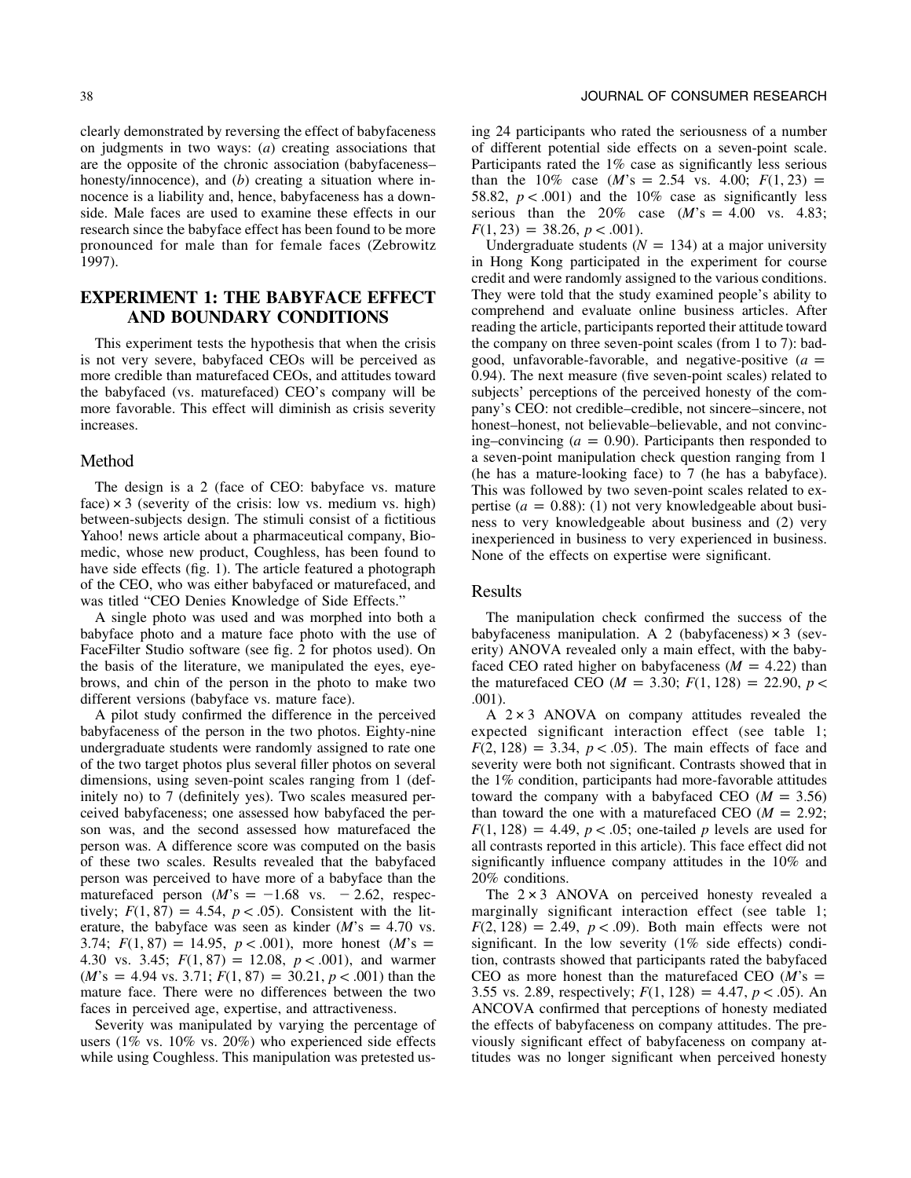clearly demonstrated by reversing the effect of babyfaceness on judgments in two ways: (*a*) creating associations that are the opposite of the chronic association (babyfaceness–honesty/innocence), and (*b*) creating a situation where innocence is a liability and, hence, babyfaceness has a downside. Male faces are used to examine these effects in our research since the babyface effect has been found to be more pronounced for male than for female faces (Zebrowitz 1997).

## EXPERIMENT 1: THE BABYFACE EFFECT AND BOUNDARY CONDITIONS

This experiment tests the hypothesis that when the crisis is not very severe, babyfaced CEOs will be perceived as more credible than maturefaced CEOs, and attitudes toward the babyfaced (vs. maturefaced) CEO's company will be more favorable. This effect will diminish as crisis severity increases.

### Method

The design is a 2 (face of CEO: babyface vs. mature face) × 3 (severity of the crisis: low vs. medium vs. high) between-subjects design. The stimuli consist of a fictitious Yahoo! news article about a pharmaceutical company, Biomedic, whose new product, Coughless, has been found to have side effects (fig. 1). The article featured a photograph of the CEO, who was either babyfaced or maturefaced, and was titled "CEO Denies Knowledge of Side Effects."

A single photo was used and was morphed into both a babyface photo and a mature face photo with the use of FaceFilter Studio software (see fig. 2 for photos used). On the basis of the literature, we manipulated the eyes, eyebrows, and chin of the person in the photo to make two different versions (babyface vs. mature face).

A pilot study confirmed the difference in the perceived babyfaceness of the person in the two photos. Eighty-nine undergraduate students were randomly assigned to rate one of the two target photos plus several filler photos on several dimensions, using seven-point scales ranging from 1 (definitely no) to 7 (definitely yes). Two scales measured perceived babyfaceness; one assessed how babyfaced the person was, and the second assessed how maturefaced the person was. A difference score was computed on the basis of these two scales. Results revealed that the babyfaced person was perceived to have more of a babyface than the maturefaced person ($M$'s = −1.68 vs. −2.62, respectively; $F(1, 87) = 4.54$, $p < .05$). Consistent with the literature, the babyface was seen as kinder ($M$'s = 4.70 vs. 3.74; $F(1, 87) = 14.95$, $p < .001$), more honest ($M$'s = 4.30 vs. 3.45; $F(1, 87) = 12.08$, $p < .001$), and warmer ($M$'s = 4.94 vs. 3.71; $F(1, 87) = 30.21$, $p < .001$) than the mature face. There were no differences between the two faces in perceived age, expertise, and attractiveness.

Severity was manipulated by varying the percentage of users (1% vs. 10% vs. 20%) who experienced side effects while using Coughless. This manipulation was pretested using 24 participants who rated the seriousness of a number of different potential side effects on a seven-point scale. Participants rated the 1% case as significantly less serious than the 10% case ($M$'s = 2.54 vs. 4.00; $F(1, 23) = 58.82$, $p < .001$) and the 10% case as significantly less serious than the 20% case ($M$'s = 4.00 vs. 4.83; $F(1, 23) = 38.26$, $p < .001$).

Undergraduate students ($N = 134$) at a major university in Hong Kong participated in the experiment for course credit and were randomly assigned to the various conditions. They were told that the study examined people's ability to comprehend and evaluate online business articles. After reading the article, participants reported their attitude toward the company on three seven-point scales (from 1 to 7): bad-good, unfavorable-favorable, and negative-positive ($a = 0.94$). The next measure (five seven-point scales) related to subjects' perceptions of the perceived honesty of the company's CEO: not credible–credible, not sincere–sincere, not honest–honest, not believable–believable, and not convincing–convincing ($a = 0.90$). Participants then responded to a seven-point manipulation check question ranging from 1 (he has a mature-looking face) to 7 (he has a babyface). This was followed by two seven-point scales related to expertise ($a = 0.88$): (1) not very knowledgeable about business to very knowledgeable about business and (2) very inexperienced in business to very experienced in business. None of the effects on expertise were significant.

### Results

The manipulation check confirmed the success of the babyfaceness manipulation. A 2 (babyfaceness) × 3 (severity) ANOVA revealed only a main effect, with the babyfaced CEO rated higher on babyfaceness ($M = 4.22$) than the maturefaced CEO ($M = 3.30$; $F(1, 128) = 22.90$, $p < .001$).

A 2 × 3 ANOVA on company attitudes revealed the expected significant interaction effect (see table 1; $F(2, 128) = 3.34$, $p < .05$). The main effects of face and severity were both not significant. Contrasts showed that in the 1% condition, participants had more-favorable attitudes toward the company with a babyfaced CEO ($M = 3.56$) than toward the one with a maturefaced CEO ($M = 2.92$; $F(1, 128) = 4.49$, $p < .05$; one-tailed $p$ levels are used for all contrasts reported in this article). This face effect did not significantly influence company attitudes in the 10% and 20% conditions.

The 2 × 3 ANOVA on perceived honesty revealed a marginally significant interaction effect (see table 1; $F(2, 128) = 2.49$, $p < .09$). Both main effects were not significant. In the low severity (1% side effects) condition, contrasts showed that participants rated the babyfaced CEO as more honest than the maturefaced CEO ($M$'s = 3.55 vs. 2.89, respectively; $F(1, 128) = 4.47$, $p < .05$). An ANCOVA confirmed that perceptions of honesty mediated the effects of babyfaceness on company attitudes. The previously significant effect of babyfaceness on company attitudes was no longer significant when perceived honesty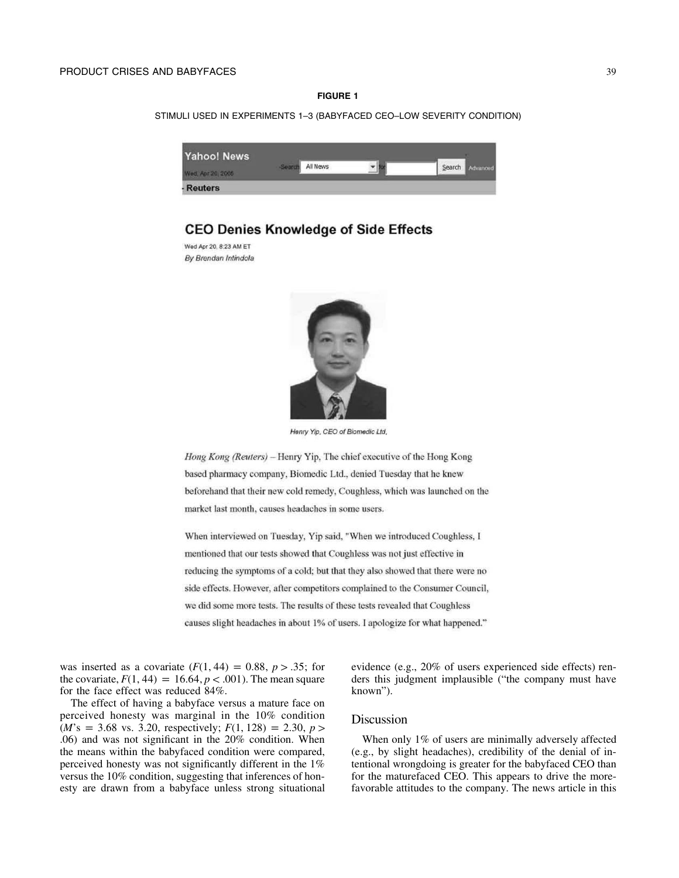**FIGURE 1**

STIMULI USED IN EXPERIMENTS 1–3 (BABYFACED CEO–LOW SEVERITY CONDITION)

Yahoo! News

Wed, Apr 20, 2005

Search All News for Search Advanced

· Reuters

**CEO Denies Knowledge of Side Effects**

Wed Apr 20, 8:23 AM ET

*By Brendan Intindola*

*Henry Yip, CEO of Biomedic Ltd,*

*Hong Kong (Reuters)* – Henry Yip, The chief executive of the Hong Kong based pharmacy company, Biomedic Ltd., denied Tuesday that he knew beforehand that their new cold remedy, Coughless, which was launched on the market last month, causes headaches in some users.

When interviewed on Tuesday, Yip said, "When we introduced Coughless, I mentioned that our tests showed that Coughless was not just effective in reducing the symptoms of a cold; but that they also showed that there were no side effects. However, after competitors complained to the Consumer Council, we did some more tests. The results of these tests revealed that Coughless causes slight headaches in about 1% of users. I apologize for what happened."

was inserted as a covariate ($F(1, 44) = 0.88$, $p > .35$; for the covariate, $F(1, 44) = 16.64$, $p < .001$). The mean square for the face effect was reduced 84%.

The effect of having a babyface versus a mature face on perceived honesty was marginal in the 10% condition ($M$'s = 3.68 vs. 3.20, respectively; $F(1, 128) = 2.30$, $p > .06$) and was not significant in the 20% condition. When the means within the babyfaced condition were compared, perceived honesty was not significantly different in the 1% versus the 10% condition, suggesting that inferences of honesty are drawn from a babyface unless strong situational evidence (e.g., 20% of users experienced side effects) renders this judgment implausible ("the company must have known").

## Discussion

When only 1% of users are minimally adversely affected (e.g., by slight headaches), credibility of the denial of intentional wrongdoing is greater for the babyfaced CEO than for the maturefaced CEO. This appears to drive the more-favorable attitudes to the company. The news article in this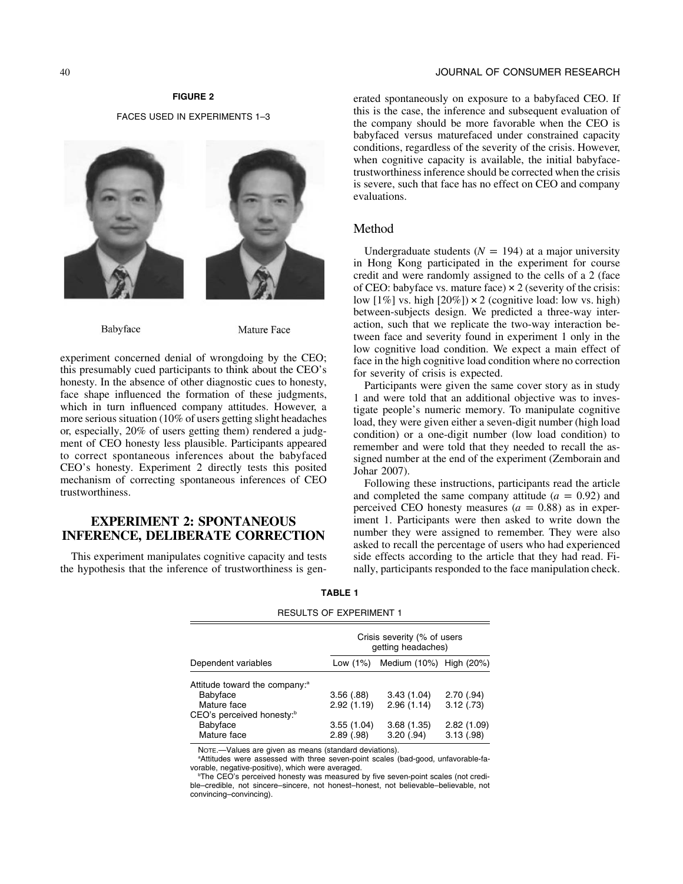**FIGURE 2**

FACES USED IN EXPERIMENTS 1–3

Babyface

Mature Face

experiment concerned denial of wrongdoing by the CEO; this presumably cued participants to think about the CEO's honesty. In the absence of other diagnostic cues to honesty, face shape influenced the formation of these judgments, which in turn influenced company attitudes. However, a more serious situation (10% of users getting slight headaches or, especially, 20% of users getting them) rendered a judgment of CEO honesty less plausible. Participants appeared to correct spontaneous inferences about the babyfaced CEO's honesty. Experiment 2 directly tests this posited mechanism of correcting spontaneous inferences of CEO trustworthiness.

## EXPERIMENT 2: SPONTANEOUS INFERENCE, DELIBERATE CORRECTION

This experiment manipulates cognitive capacity and tests the hypothesis that the inference of trustworthiness is generated spontaneously on exposure to a babyfaced CEO. If this is the case, the inference and subsequent evaluation of the company should be more favorable when the CEO is babyfaced versus maturefaced under constrained capacity conditions, regardless of the severity of the crisis. However, when cognitive capacity is available, the initial babyface-trustworthiness inference should be corrected when the crisis is severe, such that face has no effect on CEO and company evaluations.

### Method

Undergraduate students ($N = 194$) at a major university in Hong Kong participated in the experiment for course credit and were randomly assigned to the cells of a 2 (face of CEO: babyface vs. mature face) × 2 (severity of the crisis: low [1%] vs. high [20%]) × 2 (cognitive load: low vs. high) between-subjects design. We predicted a three-way interaction, such that we replicate the two-way interaction between face and severity found in experiment 1 only in the low cognitive load condition. We expect a main effect of face in the high cognitive load condition where no correction for severity of crisis is expected.

Participants were given the same cover story as in study 1 and were told that an additional objective was to investigate people's numeric memory. To manipulate cognitive load, they were given either a seven-digit number (high load condition) or a one-digit number (low load condition) to remember and were told that they needed to recall the assigned number at the end of the experiment (Zemborain and Johar 2007).

Following these instructions, participants read the article and completed the same company attitude ($a = 0.92$) and perceived CEO honesty measures ($a = 0.88$) as in experiment 1. Participants were then asked to write down the number they were assigned to remember. They were also asked to recall the percentage of users who had experienced side effects according to the article that they had read. Finally, participants responded to the face manipulation check.

**TABLE 1**

RESULTS OF EXPERIMENT 1

| Dependent variables | Crisis severity (% of users getting headaches) | | |
|---|---|---|---|
| | Low (1%) | Medium (10%) | High (20%) |
| Attitude toward the company:[a] | | | |
| Babyface | 3.56 (.88) | 3.43 (1.04) | 2.70 (.94) |
| Mature face | 2.92 (1.19) | 2.96 (1.14) | 3.12 (.73) |
| CEO's perceived honesty:[b] | | | |
| Babyface | 3.55 (1.04) | 3.68 (1.35) | 2.82 (1.09) |
| Mature face | 2.89 (.98) | 3.20 (.94) | 3.13 (.98) |

NOTE.—Values are given as means (standard deviations).

[a]Attitudes were assessed with three seven-point scales (bad-good, unfavorable-favorable, negative-positive), which were averaged.

[b]The CEO's perceived honesty was measured by five seven-point scales (not credible–credible, not sincere–sincere, not honest–honest, not believable–believable, not convincing–convincing).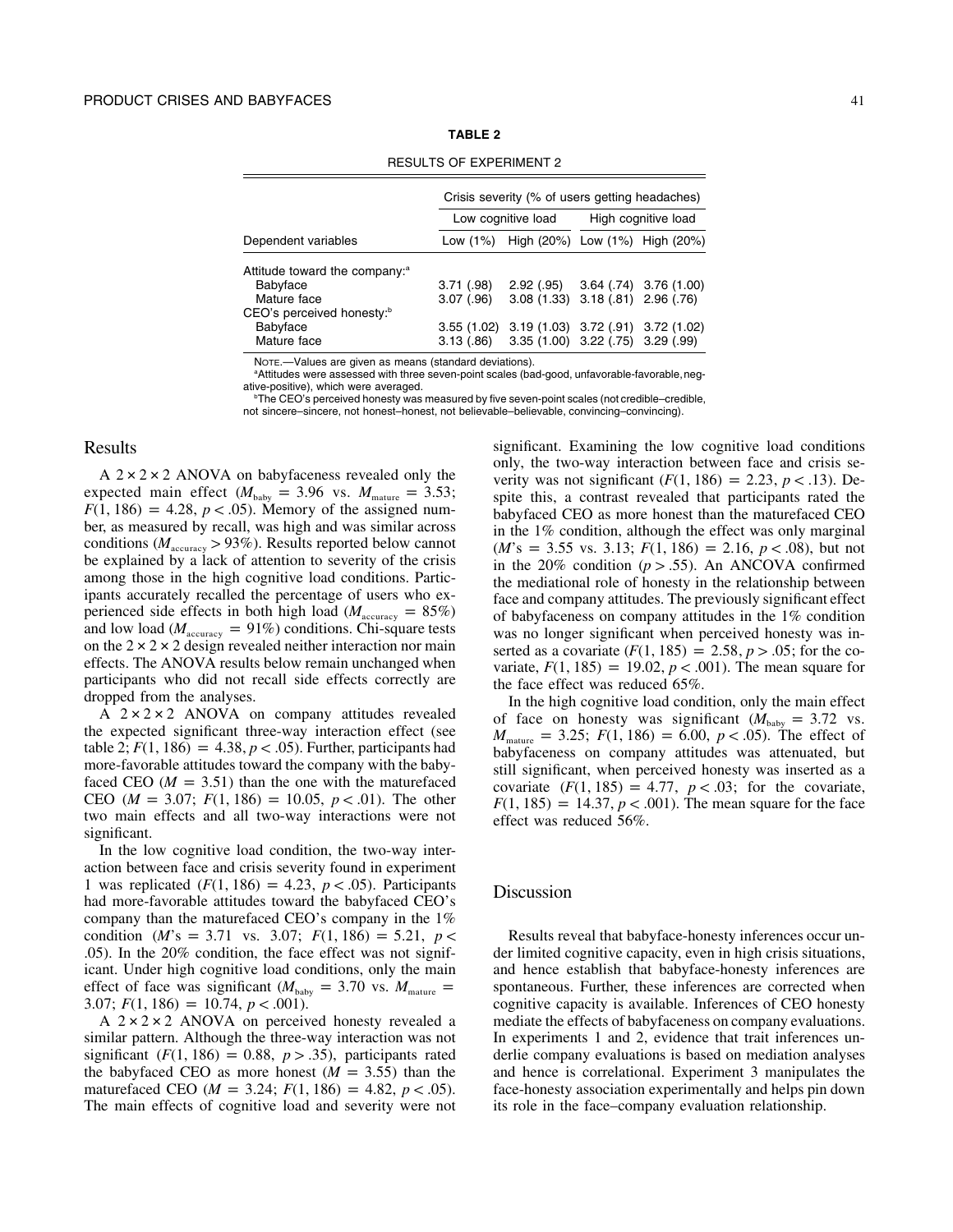**TABLE 2**

RESULTS OF EXPERIMENT 2

| Dependent variables | Crisis severity (% of users getting headaches) | | | |
|---|---|---|---|---|
| | Low cognitive load | | High cognitive load | |
| | Low (1%) | High (20%) | Low (1%) | High (20%) |
| Attitude toward the company:[a] | | | | |
| Babyface | 3.71 (.98) | 2.92 (.95) | 3.64 (.74) | 3.76 (1.00) |
| Mature face | 3.07 (.96) | 3.08 (1.33) | 3.18 (.81) | 2.96 (.76) |
| CEO's perceived honesty:[b] | | | | |
| Babyface | 3.55 (1.02) | 3.19 (1.03) | 3.72 (.91) | 3.72 (1.02) |
| Mature face | 3.13 (.86) | 3.35 (1.00) | 3.22 (.75) | 3.29 (.99) |

NOTE.—Values are given as means (standard deviations).

[a]Attitudes were assessed with three seven-point scales (bad-good, unfavorable-favorable, negative-positive), which were averaged.

[b]The CEO's perceived honesty was measured by five seven-point scales (not credible–credible, not sincere–sincere, not honest–honest, not believable–believable, convincing–convincing).

## Results

A $2 \times 2 \times 2$ ANOVA on babyfaceness revealed only the expected main effect ($M_{baby} = 3.96$ vs. $M_{mature} = 3.53$; $F(1, 186) = 4.28$, $p < .05$). Memory of the assigned number, as measured by recall, was high and was similar across conditions ($M_{accuracy} > 93\%$). Results reported below cannot be explained by a lack of attention to severity of the crisis among those in the high cognitive load conditions. Participants accurately recalled the percentage of users who experienced side effects in both high load ($M_{accuracy} = 85\%$) and low load ($M_{accuracy} = 91\%$) conditions. Chi-square tests on the $2 \times 2 \times 2$ design revealed neither interaction nor main effects. The ANOVA results below remain unchanged when participants who did not recall side effects correctly are dropped from the analyses.

A $2 \times 2 \times 2$ ANOVA on company attitudes revealed the expected significant three-way interaction effect (see table 2; $F(1, 186) = 4.38$, $p < .05$). Further, participants had more-favorable attitudes toward the company with the babyfaced CEO ($M = 3.51$) than the one with the maturefaced CEO ($M = 3.07$; $F(1, 186) = 10.05$, $p < .01$). The other two main effects and all two-way interactions were not significant.

In the low cognitive load condition, the two-way interaction between face and crisis severity found in experiment 1 was replicated ($F(1, 186) = 4.23$, $p < .05$). Participants had more-favorable attitudes toward the babyfaced CEO's company than the maturefaced CEO's company in the 1% condition ($M$'s = 3.71 vs. 3.07; $F(1, 186) = 5.21$, $p < .05$). In the 20% condition, the face effect was not significant. Under high cognitive load conditions, only the main effect of face was significant ($M_{baby} = 3.70$ vs. $M_{mature} = 3.07$; $F(1, 186) = 10.74$, $p < .001$).

A $2 \times 2 \times 2$ ANOVA on perceived honesty revealed a similar pattern. Although the three-way interaction was not significant ($F(1, 186) = 0.88$, $p > .35$), participants rated the babyfaced CEO as more honest ($M = 3.55$) than the maturefaced CEO ($M = 3.24$; $F(1, 186) = 4.82$, $p < .05$). The main effects of cognitive load and severity were not significant. Examining the low cognitive load conditions only, the two-way interaction between face and crisis severity was not significant ($F(1, 186) = 2.23$, $p < .13$). Despite this, a contrast revealed that participants rated the babyfaced CEO as more honest than the maturefaced CEO in the 1% condition, although the effect was only marginal ($M$'s = 3.55 vs. 3.13; $F(1, 186) = 2.16$, $p < .08$), but not in the 20% condition ($p > .55$). An ANCOVA confirmed the mediational role of honesty in the relationship between face and company attitudes. The previously significant effect of babyfaceness on company attitudes in the 1% condition was no longer significant when perceived honesty was inserted as a covariate ($F(1, 185) = 2.58$, $p > .05$; for the covariate, $F(1, 185) = 19.02$, $p < .001$). The mean square for the face effect was reduced 65%.

In the high cognitive load condition, only the main effect of face on honesty was significant ($M_{baby} = 3.72$ vs. $M_{mature} = 3.25$; $F(1, 186) = 6.00$, $p < .05$). The effect of babyfaceness on company attitudes was attenuated, but still significant, when perceived honesty was inserted as a covariate ($F(1, 185) = 4.77$, $p < .03$; for the covariate, $F(1, 185) = 14.37$, $p < .001$). The mean square for the face effect was reduced 56%.

## Discussion

Results reveal that babyface-honesty inferences occur under limited cognitive capacity, even in high crisis situations, and hence establish that babyface-honesty inferences are spontaneous. Further, these inferences are corrected when cognitive capacity is available. Inferences of CEO honesty mediate the effects of babyfaceness on company evaluations. In experiments 1 and 2, evidence that trait inferences underlie company evaluations is based on mediation analyses and hence is correlational. Experiment 3 manipulates the face-honesty association experimentally and helps pin down its role in the face–company evaluation relationship.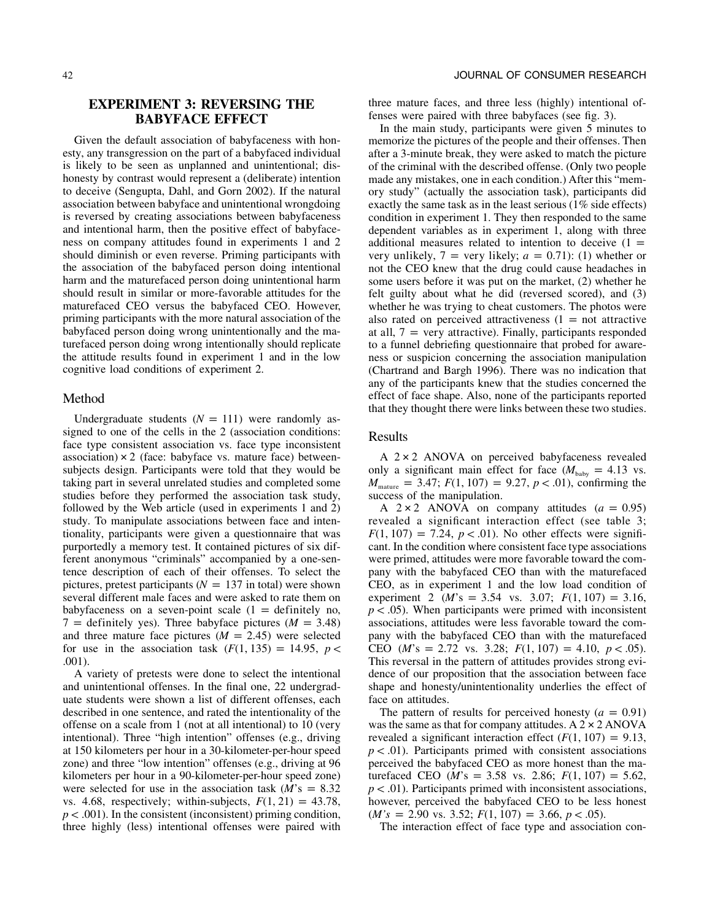## EXPERIMENT 3: REVERSING THE BABYFACE EFFECT

Given the default association of babyfaceness with honesty, any transgression on the part of a babyfaced individual is likely to be seen as unplanned and unintentional; dishonesty by contrast would represent a (deliberate) intention to deceive (Sengupta, Dahl, and Gorn 2002). If the natural association between babyface and unintentional wrongdoing is reversed by creating associations between babyfaceness and intentional harm, then the positive effect of babyfaceness on company attitudes found in experiments 1 and 2 should diminish or even reverse. Priming participants with the association of the babyfaced person doing intentional harm and the maturefaced person doing unintentional harm should result in similar or more-favorable attitudes for the maturefaced CEO versus the babyfaced CEO. However, priming participants with the more natural association of the babyfaced person doing wrong unintentionally and the maturefaced person doing wrong intentionally should replicate the attitude results found in experiment 1 and in the low cognitive load conditions of experiment 2.

### Method

Undergraduate students ($N = 111$) were randomly assigned to one of the cells in the 2 (association conditions: face type consistent association vs. face type inconsistent association) × 2 (face: babyface vs. mature face) between-subjects design. Participants were told that they would be taking part in several unrelated studies and completed some studies before they performed the association task study, followed by the Web article (used in experiments 1 and 2) study. To manipulate associations between face and intentionality, participants were given a questionnaire that was purportedly a memory test. It contained pictures of six different anonymous "criminals" accompanied by a one-sentence description of each of their offenses. To select the pictures, pretest participants ($N = 137$ in total) were shown several different male faces and were asked to rate them on babyfaceness on a seven-point scale (1 = definitely no, 7 = definitely yes). Three babyface pictures ($M = 3.48$) and three mature face pictures ($M = 2.45$) were selected for use in the association task ($F(1, 135) = 14.95$, $p < .001$).

A variety of pretests were done to select the intentional and unintentional offenses. In the final one, 22 undergraduate students were shown a list of different offenses, each described in one sentence, and rated the intentionality of the offense on a scale from 1 (not at all intentional) to 10 (very intentional). Three "high intention" offenses (e.g., driving at 150 kilometers per hour in a 30-kilometer-per-hour speed zone) and three "low intention" offenses (e.g., driving at 96 kilometers per hour in a 90-kilometer-per-hour speed zone) were selected for use in the association task ($M$'s = 8.32 vs. 4.68, respectively; within-subjects, $F(1, 21) = 43.78$, $p < .001$). In the consistent (inconsistent) priming condition, three highly (less) intentional offenses were paired with three mature faces, and three less (highly) intentional offenses were paired with three babyfaces (see fig. 3).

In the main study, participants were given 5 minutes to memorize the pictures of the people and their offenses. Then after a 3-minute break, they were asked to match the picture of the criminal with the described offense. (Only two people made any mistakes, one in each condition.) After this "memory study" (actually the association task), participants did exactly the same task as in the least serious (1% side effects) condition in experiment 1. They then responded to the same dependent variables as in experiment 1, along with three additional measures related to intention to deceive (1 = very unlikely, 7 = very likely; $a = 0.71$): (1) whether or not the CEO knew that the drug could cause headaches in some users before it was put on the market, (2) whether he felt guilty about what he did (reversed scored), and (3) whether he was trying to cheat customers. The photos were also rated on perceived attractiveness (1 = not attractive at all, 7 = very attractive). Finally, participants responded to a funnel debriefing questionnaire that probed for awareness or suspicion concerning the association manipulation (Chartrand and Bargh 1996). There was no indication that any of the participants knew that the studies concerned the effect of face shape. Also, none of the participants reported that they thought there were links between these two studies.

### Results

A 2 × 2 ANOVA on perceived babyfaceness revealed only a significant main effect for face ($M_{baby} = 4.13$ vs. $M_{mature} = 3.47$; $F(1, 107) = 9.27$, $p < .01$), confirming the success of the manipulation.

A 2 × 2 ANOVA on company attitudes ($a = 0.95$) revealed a significant interaction effect (see table 3; $F(1, 107) = 7.24$, $p < .01$). No other effects were significant. In the condition where consistent face type associations were primed, attitudes were more favorable toward the company with the babyfaced CEO than with the maturefaced CEO, as in experiment 1 and the low load condition of experiment 2 ($M$'s = 3.54 vs. 3.07; $F(1, 107) = 3.16$, $p < .05$). When participants were primed with inconsistent associations, attitudes were less favorable toward the company with the babyfaced CEO than with the maturefaced CEO ($M$'s = 2.72 vs. 3.28; $F(1, 107) = 4.10$, $p < .05$). This reversal in the pattern of attitudes provides strong evidence of our proposition that the association between face shape and honesty/unintentionality underlies the effect of face on attitudes.

The pattern of results for perceived honesty ($a = 0.91$) was the same as that for company attitudes. A 2 × 2 ANOVA revealed a significant interaction effect ($F(1, 107) = 9.13$, $p < .01$). Participants primed with consistent associations perceived the babyfaced CEO as more honest than the maturefaced CEO ($M$'s = 3.58 vs. 2.86; $F(1, 107) = 5.62$, $p < .01$). Participants primed with inconsistent associations, however, perceived the babyfaced CEO to be less honest ($M$'s = 2.90 vs. 3.52; $F(1, 107) = 3.66$, $p < .05$).

The interaction effect of face type and association con-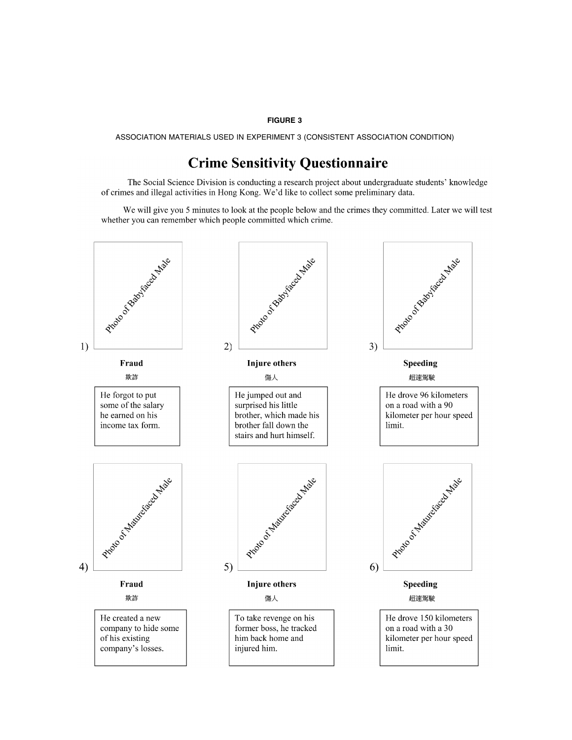FIGURE 3

ASSOCIATION MATERIALS USED IN EXPERIMENT 3 (CONSISTENT ASSOCIATION CONDITION)

# Crime Sensitivity Questionnaire

The Social Science Division is conducting a research project about undergraduate students' knowledge of crimes and illegal activities in Hong Kong. We'd like to collect some preliminary data.

We will give you 5 minutes to look at the people below and the crimes they committed. Later we will test whether you can remember which people committed which crime.

1) Photo of Babyfaced Male

**Fraud**

欺詐

He forgot to put some of the salary he earned on his income tax form.

2) Photo of Babyfaced Male

**Injure others**

傷人

He jumped out and surprised his little brother, which made his brother fall down the stairs and hurt himself.

3) Photo of Babyfaced Male

**Speeding**

超速駕駛

He drove 96 kilometers on a road with a 90 kilometer per hour speed limit.

4) Photo of Maturefaced Male

**Fraud**

欺詐

He created a new company to hide some of his existing company's losses.

5) Photo of Maturefaced Male

**Injure others**

傷人

To take revenge on his former boss, he tracked him back home and injured him.

6) Photo of Maturefaced Male

**Speeding**

超速駕駛

He drove 150 kilometers on a road with a 30 kilometer per hour speed limit.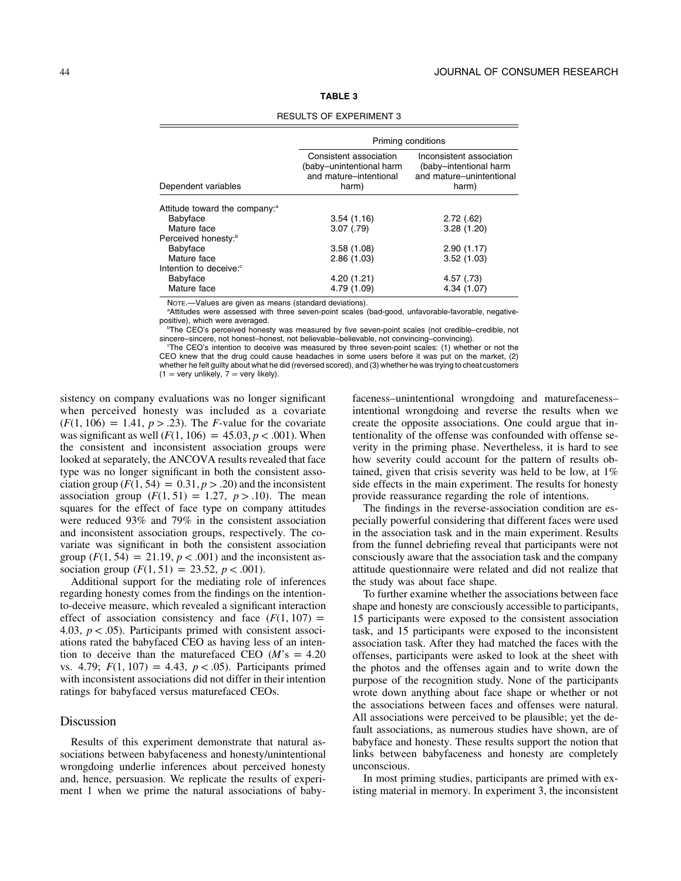**TABLE 3**

RESULTS OF EXPERIMENT 3

| Dependent variables | Priming conditions | |
|---|---|---|
| | Consistent association (baby–unintentional harm and mature–intentional harm) | Inconsistent association (baby–intentional harm and mature–unintentional harm) |
| Attitude toward the company:[a] | | |
| Babyface | 3.54 (1.16) | 2.72 (.62) |
| Mature face | 3.07 (.79) | 3.28 (1.20) |
| Perceived honesty:[b] | | |
| Babyface | 3.58 (1.08) | 2.90 (1.17) |
| Mature face | 2.86 (1.03) | 3.52 (1.03) |
| Intention to deceive:[c] | | |
| Babyface | 4.20 (1.21) | 4.57 (.73) |
| Mature face | 4.79 (1.09) | 4.34 (1.07) |

NOTE.—Values are given as means (standard deviations).

[a]Attitudes were assessed with three seven-point scales (bad-good, unfavorable-favorable, negative-positive), which were averaged.

[b]The CEO's perceived honesty was measured by five seven-point scales (not credible–credible, not sincere–sincere, not honest–honest, not believable–believable, not convincing–convincing).

[c]The CEO's intention to deceive was measured by three seven-point scales: (1) whether or not the CEO knew that the drug could cause headaches in some users before it was put on the market, (2) whether he felt guilty about what he did (reversed scored), and (3) whether he was trying to cheat customers ($1$ = very unlikely, $7$ = very likely).

sistency on company evaluations was no longer significant when perceived honesty was included as a covariate ($F(1, 106) = 1.41$, $p > .23$). The $F$-value for the covariate was significant as well ($F(1, 106) = 45.03$, $p < .001$). When the consistent and inconsistent association groups were looked at separately, the ANCOVA results revealed that face type was no longer significant in both the consistent association group ($F(1, 54) = 0.31$, $p > .20$) and the inconsistent association group ($F(1, 51) = 1.27$, $p > .10$). The mean squares for the effect of face type on company attitudes were reduced 93% and 79% in the consistent association and inconsistent association groups, respectively. The covariate was significant in both the consistent association group ($F(1, 54) = 21.19$, $p < .001$) and the inconsistent association group ($F(1, 51) = 23.52$, $p < .001$).

Additional support for the mediating role of inferences regarding honesty comes from the findings on the intention-to-deceive measure, which revealed a significant interaction effect of association consistency and face ($F(1, 107) = 4.03$, $p < .05$). Participants primed with consistent associations rated the babyfaced CEO as having less of an intention to deceive than the maturefaced CEO ($M$'s = 4.20 vs. 4.79; $F(1, 107) = 4.43$, $p < .05$). Participants primed with inconsistent associations did not differ in their intention ratings for babyfaced versus maturefaced CEOs.

## Discussion

Results of this experiment demonstrate that natural associations between babyfaceness and honesty/unintentional wrongdoing underlie inferences about perceived honesty and, hence, persuasion. We replicate the results of experiment 1 when we prime the natural associations of babyfaceness–unintentional wrongdoing and maturefaceness–intentional wrongdoing and reverse the results when we create the opposite associations. One could argue that intentionality of the offense was confounded with offense severity in the priming phase. Nevertheless, it is hard to see how severity could account for the pattern of results obtained, given that crisis severity was held to be low, at 1% side effects in the main experiment. The results for honesty provide reassurance regarding the role of intentions.

The findings in the reverse-association condition are especially powerful considering that different faces were used in the association task and in the main experiment. Results from the funnel debriefing reveal that participants were not consciously aware that the association task and the company attitude questionnaire were related and did not realize that the study was about face shape.

To further examine whether the associations between face shape and honesty are consciously accessible to participants, 15 participants were exposed to the consistent association task, and 15 participants were exposed to the inconsistent association task. After they had matched the faces with the offenses, participants were asked to look at the sheet with the photos and the offenses again and to write down the purpose of the recognition study. None of the participants wrote down anything about face shape or whether or not the associations between faces and offenses were natural. All associations were perceived to be plausible; yet the default associations, as numerous studies have shown, are of babyface and honesty. These results support the notion that links between babyfaceness and honesty are completely unconscious.

In most priming studies, participants are primed with existing material in memory. In experiment 3, the inconsistent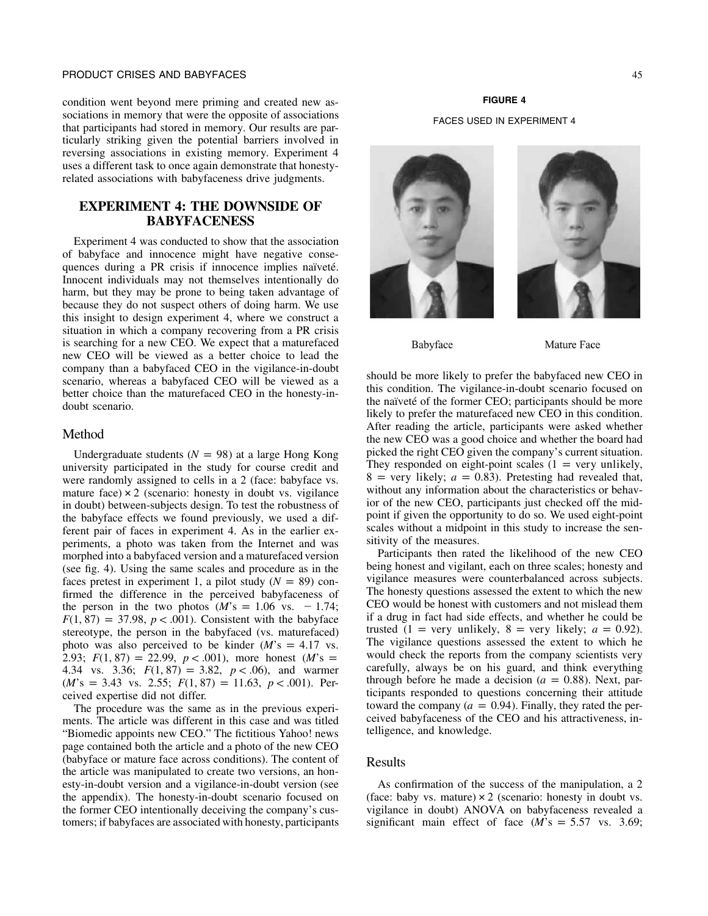condition went beyond mere priming and created new associations in memory that were the opposite of associations that participants had stored in memory. Our results are particularly striking given the potential barriers involved in reversing associations in existing memory. Experiment 4 uses a different task to once again demonstrate that honesty-related associations with babyfaceness drive judgments.

## EXPERIMENT 4: THE DOWNSIDE OF BABYFACENESS

Experiment 4 was conducted to show that the association of babyface and innocence might have negative consequences during a PR crisis if innocence implies naïveté. Innocent individuals may not themselves intentionally do harm, but they may be prone to being taken advantage of because they do not suspect others of doing harm. We use this insight to design experiment 4, where we construct a situation in which a company recovering from a PR crisis is searching for a new CEO. We expect that a maturefaced new CEO will be viewed as a better choice to lead the company than a babyfaced CEO in the vigilance-in-doubt scenario, whereas a babyfaced CEO will be viewed as a better choice than the maturefaced CEO in the honesty-in-doubt scenario.

### Method

Undergraduate students ($N = 98$) at a large Hong Kong university participated in the study for course credit and were randomly assigned to cells in a 2 (face: babyface vs. mature face) × 2 (scenario: honesty in doubt vs. vigilance in doubt) between-subjects design. To test the robustness of the babyface effects we found previously, we used a different pair of faces in experiment 4. As in the earlier experiments, a photo was taken from the Internet and was morphed into a babyfaced version and a maturefaced version (see fig. 4). Using the same scales and procedure as in the faces pretest in experiment 1, a pilot study ($N = 89$) confirmed the difference in the perceived babyfaceness of the person in the two photos ($M$'s = 1.06 vs. −1.74; $F(1, 87) = 37.98$, $p < .001$). Consistent with the babyface stereotype, the person in the babyfaced (vs. maturefaced) photo was also perceived to be kinder ($M$'s = 4.17 vs. 2.93; $F(1, 87) = 22.99$, $p < .001$), more honest ($M$'s = 4.34 vs. 3.36; $F(1, 87) = 3.82$, $p < .06$), and warmer ($M$'s = 3.43 vs. 2.55; $F(1, 87) = 11.63$, $p < .001$). Perceived expertise did not differ.

The procedure was the same as in the previous experiments. The article was different in this case and was titled "Biomedic appoints new CEO." The fictitious Yahoo! news page contained both the article and a photo of the new CEO (babyface or mature face across conditions). The content of the article was manipulated to create two versions, an honesty-in-doubt version and a vigilance-in-doubt version (see the appendix). The honesty-in-doubt scenario focused on the former CEO intentionally deceiving the company's customers; if babyfaces are associated with honesty, participants

**FIGURE 4**

FACES USED IN EXPERIMENT 4

Babyface

Mature Face

should be more likely to prefer the babyfaced new CEO in this condition. The vigilance-in-doubt scenario focused on the naïveté of the former CEO; participants should be more likely to prefer the maturefaced new CEO in this condition. After reading the article, participants were asked whether the new CEO was a good choice and whether the board had picked the right CEO given the company's current situation. They responded on eight-point scales (1 = very unlikely, 8 = very likely; $a = 0.83$). Pretesting had revealed that, without any information about the characteristics or behavior of the new CEO, participants just checked off the midpoint if given the opportunity to do so. We used eight-point scales without a midpoint in this study to increase the sensitivity of the measures.

Participants then rated the likelihood of the new CEO being honest and vigilant, each on three scales; honesty and vigilance measures were counterbalanced across subjects. The honesty questions assessed the extent to which the new CEO would be honest with customers and not mislead them if a drug in fact had side effects, and whether he could be trusted (1 = very unlikely, 8 = very likely; $a = 0.92$). The vigilance questions assessed the extent to which he would check the reports from the company scientists very carefully, always be on his guard, and think everything through before he made a decision ($a = 0.88$). Next, participants responded to questions concerning their attitude toward the company ($a = 0.94$). Finally, they rated the perceived babyfaceness of the CEO and his attractiveness, intelligence, and knowledge.

### Results

As confirmation of the success of the manipulation, a 2 (face: baby vs. mature) × 2 (scenario: honesty in doubt vs. vigilance in doubt) ANOVA on babyfaceness revealed a significant main effect of face ($M$'s = 5.57 vs. 3.69;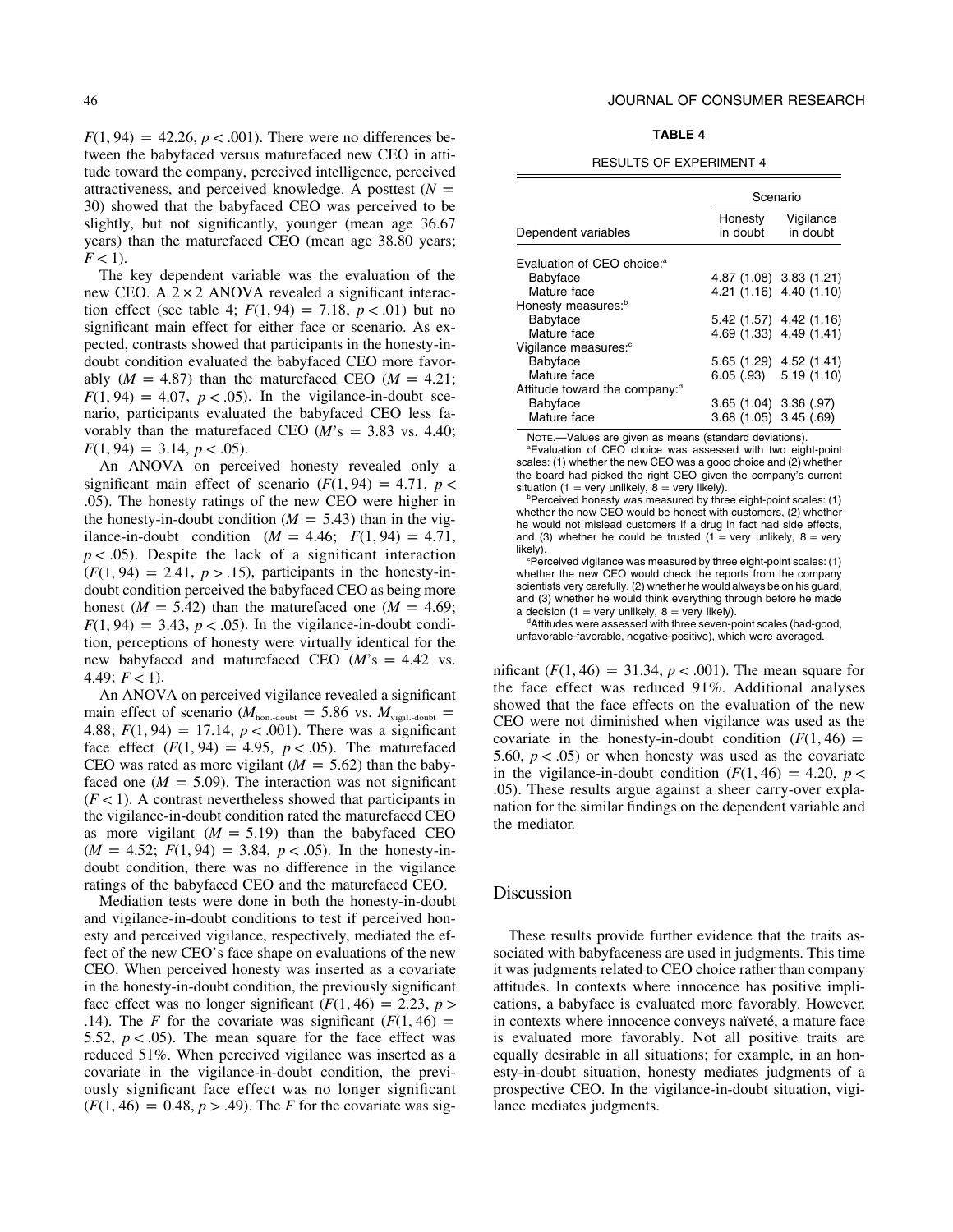$F(1, 94) = 42.26$, $p < .001$). There were no differences between the babyfaced versus maturefaced new CEO in attitude toward the company, perceived intelligence, perceived attractiveness, and perceived knowledge. A posttest ($N$ = 30) showed that the babyfaced CEO was perceived to be slightly, but not significantly, younger (mean age 36.67 years) than the maturefaced CEO (mean age 38.80 years; $F < 1$).

The key dependent variable was the evaluation of the new CEO. A 2 × 2 ANOVA revealed a significant interaction effect (see table 4; $F(1, 94) = 7.18$, $p < .01$) but no significant main effect for either face or scenario. As expected, contrasts showed that participants in the honesty-in-doubt condition evaluated the babyfaced CEO more favorably ($M = 4.87$) than the maturefaced CEO ($M = 4.21$; $F(1, 94) = 4.07$, $p < .05$). In the vigilance-in-doubt scenario, participants evaluated the babyfaced CEO less favorably than the maturefaced CEO ($M$'s = 3.83 vs. 4.40; $F(1, 94) = 3.14$, $p < .05$).

An ANOVA on perceived honesty revealed only a significant main effect of scenario ($F(1, 94) = 4.71$, $p < .05$). The honesty ratings of the new CEO were higher in the honesty-in-doubt condition ($M = 5.43$) than in the vigilance-in-doubt condition ($M = 4.46$; $F(1, 94) = 4.71$, $p < .05$). Despite the lack of a significant interaction ($F(1, 94) = 2.41$, $p > .15$), participants in the honesty-in-doubt condition perceived the babyfaced CEO as being more honest ($M = 5.42$) than the maturefaced one ($M = 4.69$; $F(1, 94) = 3.43$, $p < .05$). In the vigilance-in-doubt condition, perceptions of honesty were virtually identical for the new babyfaced and maturefaced CEO ($M$'s = 4.42 vs. 4.49; $F < 1$).

An ANOVA on perceived vigilance revealed a significant main effect of scenario ($M_{\text{hon.-doubt}} = 5.86$ vs. $M_{\text{vigil.-doubt}} = 4.88$; $F(1, 94) = 17.14$, $p < .001$). There was a significant face effect ($F(1, 94) = 4.95$, $p < .05$). The maturefaced CEO was rated as more vigilant ($M = 5.62$) than the babyfaced one ($M = 5.09$). The interaction was not significant ($F < 1$). A contrast nevertheless showed that participants in the vigilance-in-doubt condition rated the maturefaced CEO as more vigilant ($M = 5.19$) than the babyfaced CEO ($M = 4.52$; $F(1, 94) = 3.84$, $p < .05$). In the honesty-in-doubt condition, there was no difference in the vigilance ratings of the babyfaced CEO and the maturefaced CEO.

Mediation tests were done in both the honesty-in-doubt and vigilance-in-doubt conditions to test if perceived honesty and perceived vigilance, respectively, mediated the effect of the new CEO's face shape on evaluations of the new CEO. When perceived honesty was inserted as a covariate in the honesty-in-doubt condition, the previously significant face effect was no longer significant ($F(1, 46) = 2.23$, $p > .14$). The $F$ for the covariate was significant ($F(1, 46) = 5.52$, $p < .05$). The mean square for the face effect was reduced 51%. When perceived vigilance was inserted as a covariate in the vigilance-in-doubt condition, the previously significant face effect was no longer significant ($F(1, 46) = 0.48$, $p > .49$). The $F$ for the covariate was significant ($F(1, 46) = 31.34$, $p < .001$). The mean square for the face effect was reduced 91%. Additional analyses showed that the face effects on the evaluation of the new CEO were not diminished when vigilance was used as the covariate in the honesty-in-doubt condition ($F(1, 46) = 5.60$, $p < .05$) or when honesty was used as the covariate in the vigilance-in-doubt condition ($F(1, 46) = 4.20$, $p < .05$). These results argue against a sheer carry-over explanation for the similar findings on the dependent variable and the mediator.

**TABLE 4**

RESULTS OF EXPERIMENT 4

| Dependent variables | Scenario: Honesty in doubt | Scenario: Vigilance in doubt |
|---|---|---|
| Evaluation of CEO choice:[a] | | |
| Babyface | 4.87 (1.08) | 3.83 (1.21) |
| Mature face | 4.21 (1.16) | 4.40 (1.10) |
| Honesty measures:[b] | | |
| Babyface | 5.42 (1.57) | 4.42 (1.16) |
| Mature face | 4.69 (1.33) | 4.49 (1.41) |
| Vigilance measures:[c] | | |
| Babyface | 5.65 (1.29) | 4.52 (1.41) |
| Mature face | 6.05 (.93) | 5.19 (1.10) |
| Attitude toward the company:[d] | | |
| Babyface | 3.65 (1.04) | 3.36 (.97) |
| Mature face | 3.68 (1.05) | 3.45 (.69) |

NOTE.—Values are given as means (standard deviations).

[a] Evaluation of CEO choice was assessed with two eight-point scales: (1) whether the new CEO was a good choice and (2) whether the board had picked the right CEO given the company's current situation (1 = very unlikely, 8 = very likely).

[b] Perceived honesty was measured by three eight-point scales: (1) whether the new CEO would be honest with customers, (2) whether he would not mislead customers if a drug in fact had side effects, and (3) whether he could be trusted (1 = very unlikely, 8 = very likely).

[c] Perceived vigilance was measured by three eight-point scales: (1) whether the new CEO would check the reports from the company scientists very carefully, (2) whether he would always be on his guard, and (3) whether he would think everything through before he made a decision (1 = very unlikely, 8 = very likely).

[d] Attitudes were assessed with three seven-point scales (bad-good, unfavorable-favorable, negative-positive), which were averaged.

## Discussion

These results provide further evidence that the traits associated with babyfaceness are used in judgments. This time it was judgments related to CEO choice rather than company attitudes. In contexts where innocence has positive implications, a babyface is evaluated more favorably. However, in contexts where innocence conveys naïveté, a mature face is evaluated more favorably. Not all positive traits are equally desirable in all situations; for example, in an honesty-in-doubt situation, honesty mediates judgments of a prospective CEO. In the vigilance-in-doubt situation, vigilance mediates judgments.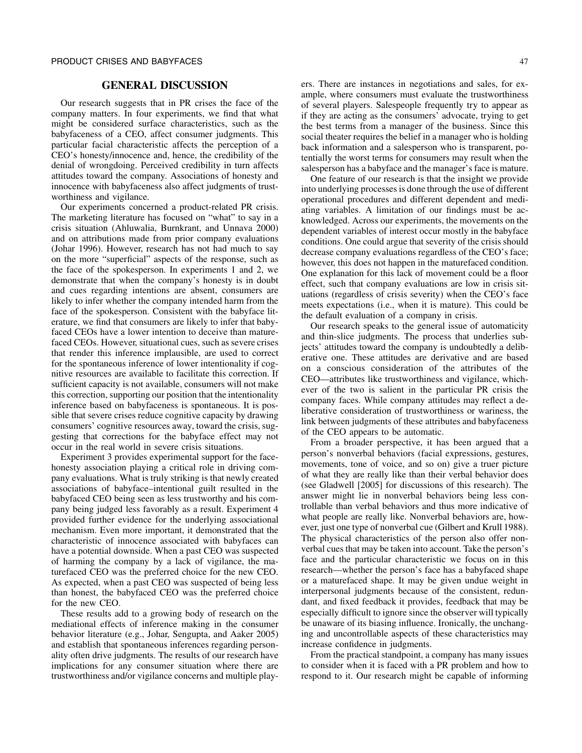## GENERAL DISCUSSION

Our research suggests that in PR crises the face of the company matters. In four experiments, we find that what might be considered surface characteristics, such as the babyfaceness of a CEO, affect consumer judgments. This particular facial characteristic affects the perception of a CEO's honesty/innocence and, hence, the credibility of the denial of wrongdoing. Perceived credibility in turn affects attitudes toward the company. Associations of honesty and innocence with babyfaceness also affect judgments of trustworthiness and vigilance.

Our experiments concerned a product-related PR crisis. The marketing literature has focused on "what" to say in a crisis situation (Ahluwalia, Burnkrant, and Unnava 2000) and on attributions made from prior company evaluations (Johar 1996). However, research has not had much to say on the more "superficial" aspects of the response, such as the face of the spokesperson. In experiments 1 and 2, we demonstrate that when the company's honesty is in doubt and cues regarding intentions are absent, consumers are likely to infer whether the company intended harm from the face of the spokesperson. Consistent with the babyface literature, we find that consumers are likely to infer that babyfaced CEOs have a lower intention to deceive than maturefaced CEOs. However, situational cues, such as severe crises that render this inference implausible, are used to correct for the spontaneous inference of lower intentionality if cognitive resources are available to facilitate this correction. If sufficient capacity is not available, consumers will not make this correction, supporting our position that the intentionality inference based on babyfaceness is spontaneous. It is possible that severe crises reduce cognitive capacity by drawing consumers' cognitive resources away, toward the crisis, suggesting that corrections for the babyface effect may not occur in the real world in severe crisis situations.

Experiment 3 provides experimental support for the face-honesty association playing a critical role in driving company evaluations. What is truly striking is that newly created associations of babyface–intentional guilt resulted in the babyfaced CEO being seen as less trustworthy and his company being judged less favorably as a result. Experiment 4 provided further evidence for the underlying associational mechanism. Even more important, it demonstrated that the characteristic of innocence associated with babyfaces can have a potential downside. When a past CEO was suspected of harming the company by a lack of vigilance, the maturefaced CEO was the preferred choice for the new CEO. As expected, when a past CEO was suspected of being less than honest, the babyfaced CEO was the preferred choice for the new CEO.

These results add to a growing body of research on the mediational effects of inference making in the consumer behavior literature (e.g., Johar, Sengupta, and Aaker 2005) and establish that spontaneous inferences regarding personality often drive judgments. The results of our research have implications for any consumer situation where there are trustworthiness and/or vigilance concerns and multiple players. There are instances in negotiations and sales, for example, where consumers must evaluate the trustworthiness of several players. Salespeople frequently try to appear as if they are acting as the consumers' advocate, trying to get the best terms from a manager of the business. Since this social theater requires the belief in a manager who is holding back information and a salesperson who is transparent, potentially the worst terms for consumers may result when the salesperson has a babyface and the manager's face is mature.

One feature of our research is that the insight we provide into underlying processes is done through the use of different operational procedures and different dependent and mediating variables. A limitation of our findings must be acknowledged. Across our experiments, the movements on the dependent variables of interest occur mostly in the babyface conditions. One could argue that severity of the crisis should decrease company evaluations regardless of the CEO's face; however, this does not happen in the maturefaced condition. One explanation for this lack of movement could be a floor effect, such that company evaluations are low in crisis situations (regardless of crisis severity) when the CEO's face meets expectations (i.e., when it is mature). This could be the default evaluation of a company in crisis.

Our research speaks to the general issue of automaticity and thin-slice judgments. The process that underlies subjects' attitudes toward the company is undoubtedly a deliberative one. These attitudes are derivative and are based on a conscious consideration of the attributes of the CEO—attributes like trustworthiness and vigilance, whichever of the two is salient in the particular PR crisis the company faces. While company attitudes may reflect a deliberative consideration of trustworthiness or wariness, the link between judgments of these attributes and babyfaceness of the CEO appears to be automatic.

From a broader perspective, it has been argued that a person's nonverbal behaviors (facial expressions, gestures, movements, tone of voice, and so on) give a truer picture of what they are really like than their verbal behavior does (see Gladwell [2005] for discussions of this research). The answer might lie in nonverbal behaviors being less controllable than verbal behaviors and thus more indicative of what people are really like. Nonverbal behaviors are, however, just one type of nonverbal cue (Gilbert and Krull 1988). The physical characteristics of the person also offer nonverbal cues that may be taken into account. Take the person's face and the particular characteristic we focus on in this research—whether the person's face has a babyfaced shape or a maturefaced shape. It may be given undue weight in interpersonal judgments because of the consistent, redundant, and fixed feedback it provides, feedback that may be especially difficult to ignore since the observer will typically be unaware of its biasing influence. Ironically, the unchanging and uncontrollable aspects of these characteristics may increase confidence in judgments.

From the practical standpoint, a company has many issues to consider when it is faced with a PR problem and how to respond to it. Our research might be capable of informing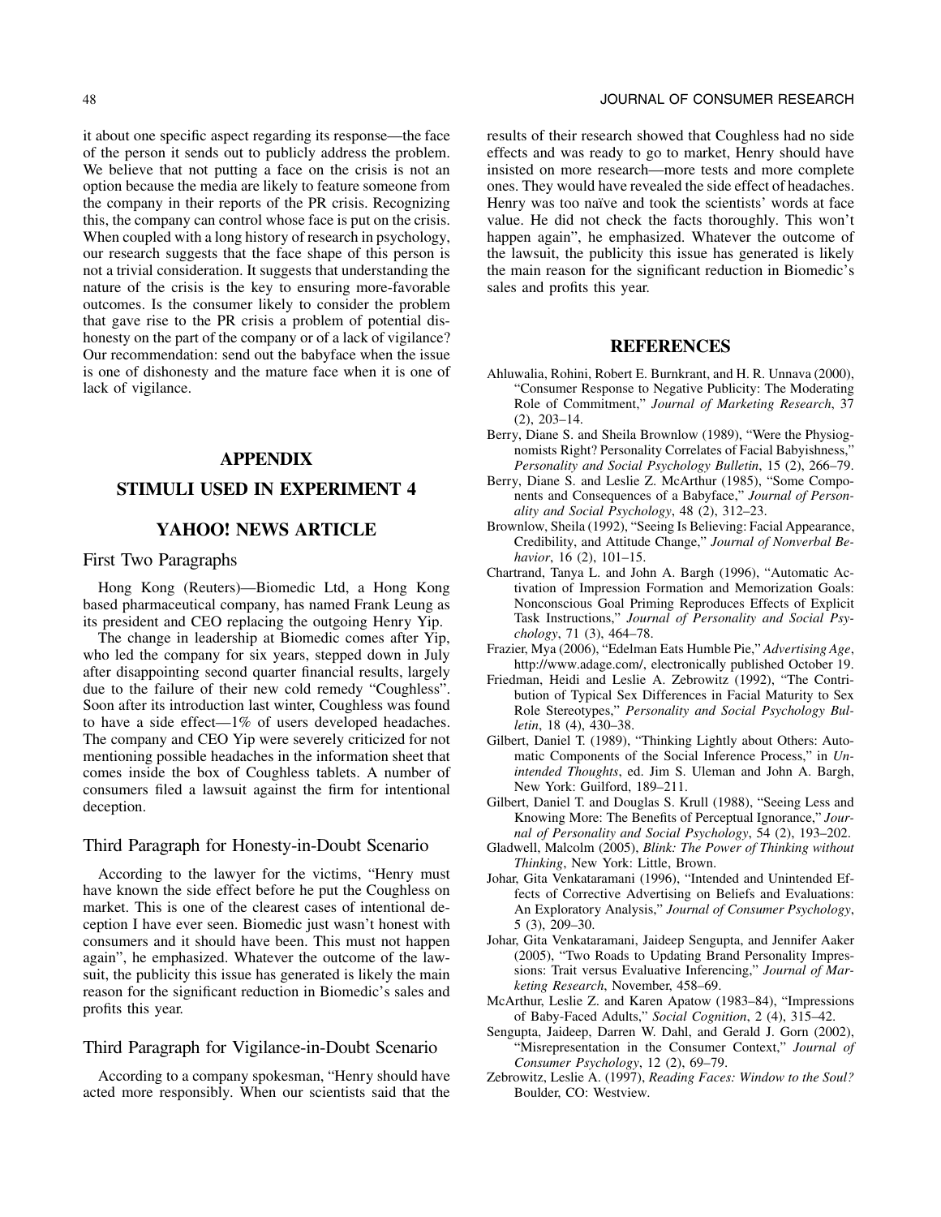it about one specific aspect regarding its response—the face of the person it sends out to publicly address the problem. We believe that not putting a face on the crisis is not an option because the media are likely to feature someone from the company in their reports of the PR crisis. Recognizing this, the company can control whose face is put on the crisis. When coupled with a long history of research in psychology, our research suggests that the face shape of this person is not a trivial consideration. It suggests that understanding the nature of the crisis is the key to ensuring more-favorable outcomes. Is the consumer likely to consider the problem that gave rise to the PR crisis a problem of potential dishonesty on the part of the company or of a lack of vigilance? Our recommendation: send out the babyface when the issue is one of dishonesty and the mature face when it is one of lack of vigilance.

## APPENDIX

## STIMULI USED IN EXPERIMENT 4

## YAHOO! NEWS ARTICLE

### First Two Paragraphs

Hong Kong (Reuters)—Biomedic Ltd, a Hong Kong based pharmaceutical company, has named Frank Leung as its president and CEO replacing the outgoing Henry Yip.

The change in leadership at Biomedic comes after Yip, who led the company for six years, stepped down in July after disappointing second quarter financial results, largely due to the failure of their new cold remedy "Coughless". Soon after its introduction last winter, Coughless was found to have a side effect—1% of users developed headaches. The company and CEO Yip were severely criticized for not mentioning possible headaches in the information sheet that comes inside the box of Coughless tablets. A number of consumers filed a lawsuit against the firm for intentional deception.

### Third Paragraph for Honesty-in-Doubt Scenario

According to the lawyer for the victims, "Henry must have known the side effect before he put the Coughless on market. This is one of the clearest cases of intentional deception I have ever seen. Biomedic just wasn't honest with consumers and it should have been. This must not happen again", he emphasized. Whatever the outcome of the lawsuit, the publicity this issue has generated is likely the main reason for the significant reduction in Biomedic's sales and profits this year.

### Third Paragraph for Vigilance-in-Doubt Scenario

According to a company spokesman, "Henry should have acted more responsibly. When our scientists said that the results of their research showed that Coughless had no side effects and was ready to go to market, Henry should have insisted on more research—more tests and more complete ones. They would have revealed the side effect of headaches. Henry was too naïve and took the scientists' words at face value. He did not check the facts thoroughly. This won't happen again", he emphasized. Whatever the outcome of the lawsuit, the publicity this issue has generated is likely the main reason for the significant reduction in Biomedic's sales and profits this year.

## REFERENCES

Ahluwalia, Rohini, Robert E. Burnkrant, and H. R. Unnava (2000), "Consumer Response to Negative Publicity: The Moderating Role of Commitment," *Journal of Marketing Research*, 37 (2), 203–14.

Berry, Diane S. and Sheila Brownlow (1989), "Were the Physiognomists Right? Personality Correlates of Facial Babyishness," *Personality and Social Psychology Bulletin*, 15 (2), 266–79.

Berry, Diane S. and Leslie Z. McArthur (1985), "Some Components and Consequences of a Babyface," *Journal of Personality and Social Psychology*, 48 (2), 312–23.

Brownlow, Sheila (1992), "Seeing Is Believing: Facial Appearance, Credibility, and Attitude Change," *Journal of Nonverbal Behavior*, 16 (2), 101–15.

Chartrand, Tanya L. and John A. Bargh (1996), "Automatic Activation of Impression Formation and Memorization Goals: Nonconscious Goal Priming Reproduces Effects of Explicit Task Instructions," *Journal of Personality and Social Psychology*, 71 (3), 464–78.

Frazier, Mya (2006), "Edelman Eats Humble Pie," *Advertising Age*, http://www.adage.com/, electronically published October 19.

Friedman, Heidi and Leslie A. Zebrowitz (1992), "The Contribution of Typical Sex Differences in Facial Maturity to Sex Role Stereotypes," *Personality and Social Psychology Bulletin*, 18 (4), 430–38.

Gilbert, Daniel T. (1989), "Thinking Lightly about Others: Automatic Components of the Social Inference Process," in *Unintended Thoughts*, ed. Jim S. Uleman and John A. Bargh, New York: Guilford, 189–211.

Gilbert, Daniel T. and Douglas S. Krull (1988), "Seeing Less and Knowing More: The Benefits of Perceptual Ignorance," *Journal of Personality and Social Psychology*, 54 (2), 193–202.

Gladwell, Malcolm (2005), *Blink: The Power of Thinking without Thinking*, New York: Little, Brown.

Johar, Gita Venkataramani (1996), "Intended and Unintended Effects of Corrective Advertising on Beliefs and Evaluations: An Exploratory Analysis," *Journal of Consumer Psychology*, 5 (3), 209–30.

Johar, Gita Venkataramani, Jaideep Sengupta, and Jennifer Aaker (2005), "Two Roads to Updating Brand Personality Impressions: Trait versus Evaluative Inferencing," *Journal of Marketing Research*, November, 458–69.

McArthur, Leslie Z. and Karen Apatow (1983–84), "Impressions of Baby-Faced Adults," *Social Cognition*, 2 (4), 315–42.

Sengupta, Jaideep, Darren W. Dahl, and Gerald J. Gorn (2002), "Misrepresentation in the Consumer Context," *Journal of Consumer Psychology*, 12 (2), 69–79.

Zebrowitz, Leslie A. (1997), *Reading Faces: Window to the Soul?* Boulder, CO: Westview.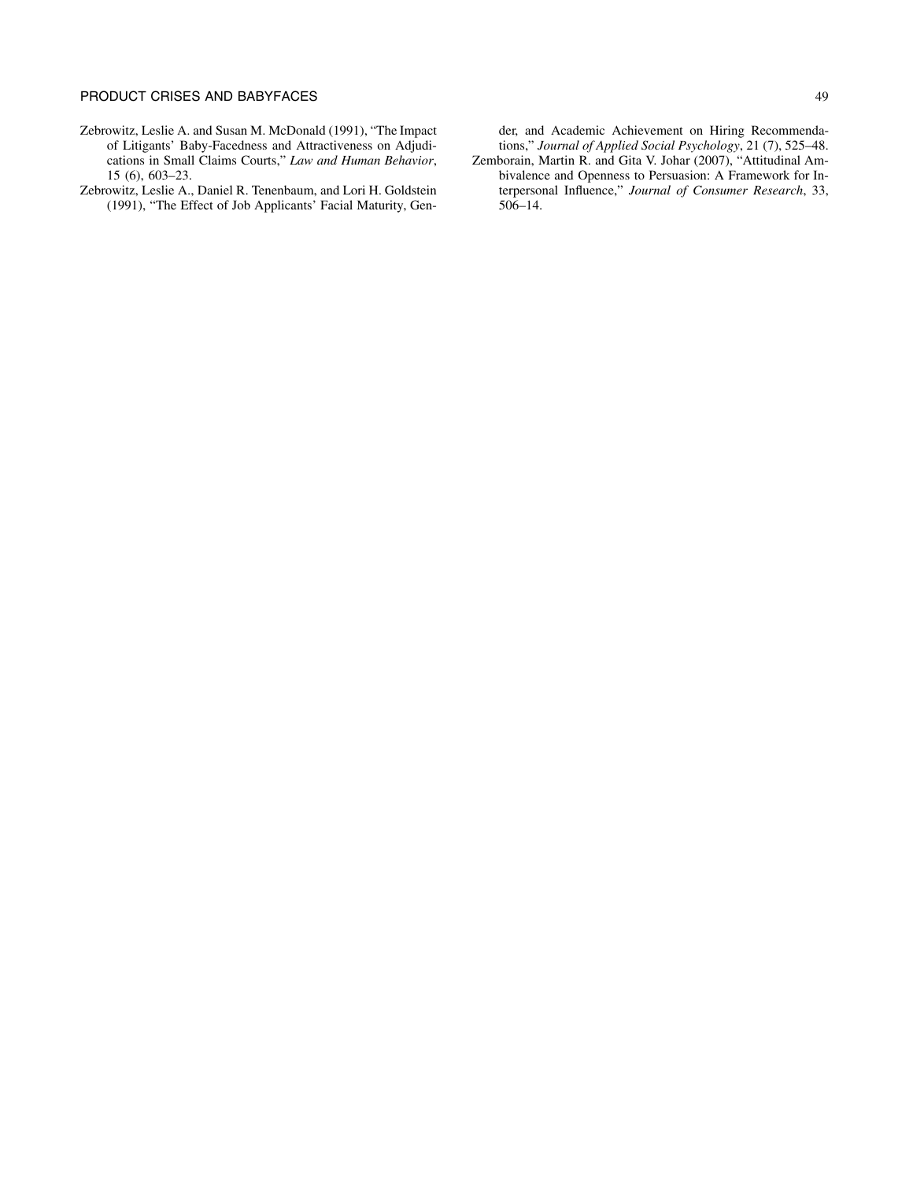Zebrowitz, Leslie A. and Susan M. McDonald (1991), "The Impact of Litigants' Baby-Facedness and Attractiveness on Adjudications in Small Claims Courts," *Law and Human Behavior*, 15 (6), 603–23.

Zebrowitz, Leslie A., Daniel R. Tenenbaum, and Lori H. Goldstein (1991), "The Effect of Job Applicants' Facial Maturity, Gender, and Academic Achievement on Hiring Recommendations," *Journal of Applied Social Psychology*, 21 (7), 525–48.

Zemborain, Martin R. and Gita V. Johar (2007), "Attitudinal Ambivalence and Openness to Persuasion: A Framework for Interpersonal Influence," *Journal of Consumer Research*, 33, 506–14.